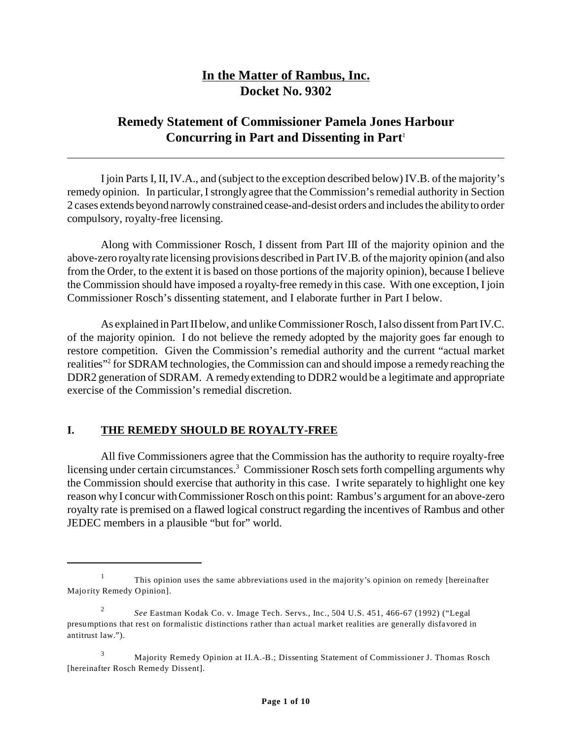# In the Matter of Rambus, Inc.
# Docket No. 9302

## Remedy Statement of Commissioner Pamela Jones Harbour Concurring in Part and Dissenting in Part[1]

---

I join Parts I, II, IV.A., and (subject to the exception described below) IV.B. of the majority's remedy opinion. In particular, I strongly agree that the Commission's remedial authority in Section 2 cases extends beyond narrowly constrained cease-and-desist orders and includes the ability to order compulsory, royalty-free licensing.

Along with Commissioner Rosch, I dissent from Part III of the majority opinion and the above-zero royalty rate licensing provisions described in Part IV.B. of the majority opinion (and also from the Order, to the extent it is based on those portions of the majority opinion), because I believe the Commission should have imposed a royalty-free remedy in this case. With one exception, I join Commissioner Rosch's dissenting statement, and I elaborate further in Part I below.

As explained in Part II below, and unlike Commissioner Rosch, I also dissent from Part IV.C. of the majority opinion. I do not believe the remedy adopted by the majority goes far enough to restore competition. Given the Commission's remedial authority and the current "actual market realities"[2] for SDRAM technologies, the Commission can and should impose a remedy reaching the DDR2 generation of SDRAM. A remedy extending to DDR2 would be a legitimate and appropriate exercise of the Commission's remedial discretion.

### I. THE REMEDY SHOULD BE ROYALTY-FREE

All five Commissioners agree that the Commission has the authority to require royalty-free licensing under certain circumstances.[3] Commissioner Rosch sets forth compelling arguments why the Commission should exercise that authority in this case. I write separately to highlight one key reason why I concur with Commissioner Rosch on this point: Rambus's argument for an above-zero royalty rate is premised on a flawed logical construct regarding the incentives of Rambus and other JEDEC members in a plausible "but for" world.

---

[1] This opinion uses the same abbreviations used in the majority's opinion on remedy [hereinafter Majority Remedy Opinion].

[2] *See* Eastman Kodak Co. v. Image Tech. Servs., Inc., 504 U.S. 451, 466-67 (1992) ("Legal presumptions that rest on formalistic distinctions rather than actual market realities are generally disfavored in antitrust law.").

[3] Majority Remedy Opinion at II.A.-B.; Dissenting Statement of Commissioner J. Thomas Rosch [hereinafter Rosch Remedy Dissent].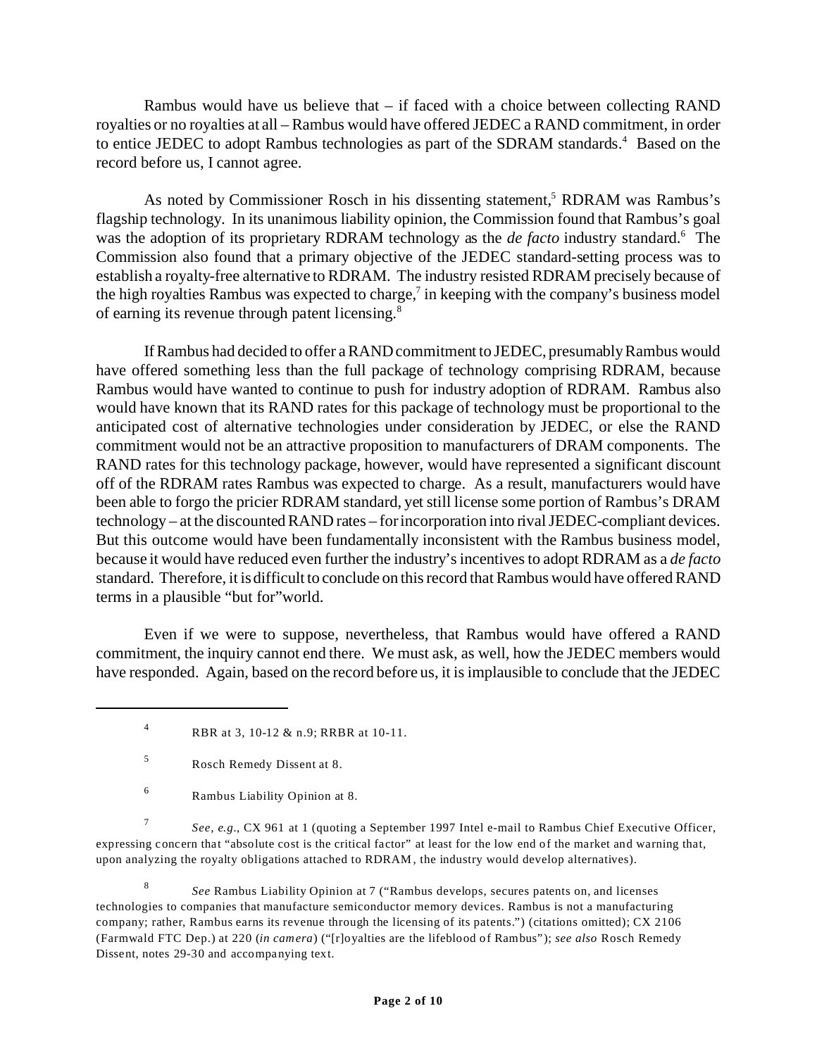Rambus would have us believe that – if faced with a choice between collecting RAND royalties or no royalties at all – Rambus would have offered JEDEC a RAND commitment, in order to entice JEDEC to adopt Rambus technologies as part of the SDRAM standards.[4] Based on the record before us, I cannot agree.

As noted by Commissioner Rosch in his dissenting statement,[5] RDRAM was Rambus's flagship technology. In its unanimous liability opinion, the Commission found that Rambus's goal was the adoption of its proprietary RDRAM technology as the *de facto* industry standard.[6] The Commission also found that a primary objective of the JEDEC standard-setting process was to establish a royalty-free alternative to RDRAM. The industry resisted RDRAM precisely because of the high royalties Rambus was expected to charge,[7] in keeping with the company's business model of earning its revenue through patent licensing.[8]

If Rambus had decided to offer a RAND commitment to JEDEC, presumably Rambus would have offered something less than the full package of technology comprising RDRAM, because Rambus would have wanted to continue to push for industry adoption of RDRAM. Rambus also would have known that its RAND rates for this package of technology must be proportional to the anticipated cost of alternative technologies under consideration by JEDEC, or else the RAND commitment would not be an attractive proposition to manufacturers of DRAM components. The RAND rates for this technology package, however, would have represented a significant discount off of the RDRAM rates Rambus was expected to charge. As a result, manufacturers would have been able to forgo the pricier RDRAM standard, yet still license some portion of Rambus's DRAM technology – at the discounted RAND rates – for incorporation into rival JEDEC-compliant devices. But this outcome would have been fundamentally inconsistent with the Rambus business model, because it would have reduced even further the industry's incentives to adopt RDRAM as a *de facto* standard. Therefore, it is difficult to conclude on this record that Rambus would have offered RAND terms in a plausible "but for"world.

Even if we were to suppose, nevertheless, that Rambus would have offered a RAND commitment, the inquiry cannot end there. We must ask, as well, how the JEDEC members would have responded. Again, based on the record before us, it is implausible to conclude that the JEDEC

---

[4] RBR at 3, 10-12 & n.9; RRBR at 10-11.

[5] Rosch Remedy Dissent at 8.

[6] Rambus Liability Opinion at 8.

[7] *See, e.g.*, CX 961 at 1 (quoting a September 1997 Intel e-mail to Rambus Chief Executive Officer, expressing concern that "absolute cost is the critical factor" at least for the low end of the market and warning that, upon analyzing the royalty obligations attached to RDRAM, the industry would develop alternatives).

[8] *See* Rambus Liability Opinion at 7 ("Rambus develops, secures patents on, and licenses technologies to companies that manufacture semiconductor memory devices. Rambus is not a manufacturing company; rather, Rambus earns its revenue through the licensing of its patents.") (citations omitted); CX 2106 (Farmwald FTC Dep.) at 220 (*in camera*) ("[r]oyalties are the lifeblood of Rambus"); *see also* Rosch Remedy Dissent, notes 29-30 and accompanying text.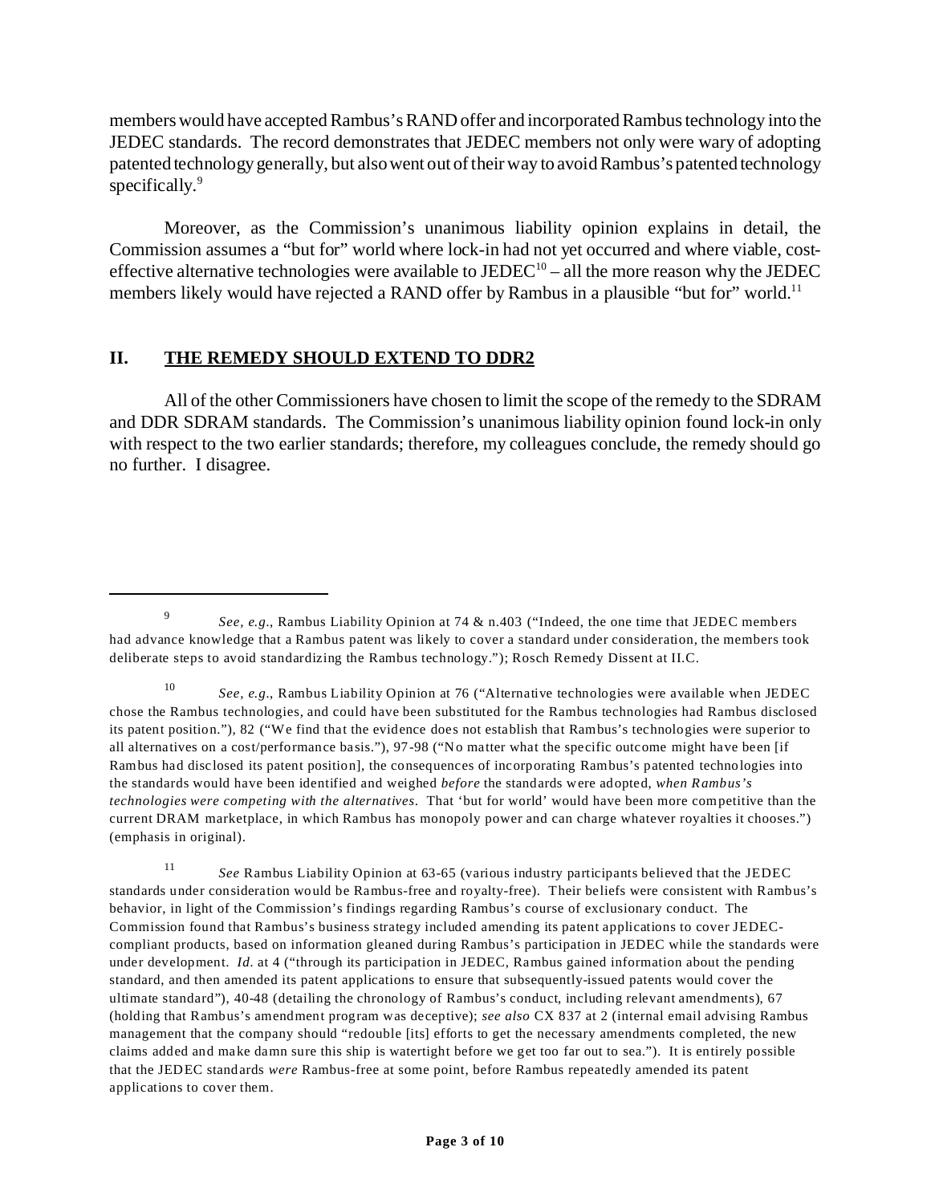members would have accepted Rambus's RAND offer and incorporated Rambus technology into the JEDEC standards. The record demonstrates that JEDEC members not only were wary of adopting patented technology generally, but also went out of their way to avoid Rambus's patented technology specifically.[9]

Moreover, as the Commission's unanimous liability opinion explains in detail, the Commission assumes a "but for" world where lock-in had not yet occurred and where viable, cost-effective alternative technologies were available to JEDEC[10] – all the more reason why the JEDEC members likely would have rejected a RAND offer by Rambus in a plausible "but for" world.[11]

## II. **THE REMEDY SHOULD EXTEND TO DDR2**

All of the other Commissioners have chosen to limit the scope of the remedy to the SDRAM and DDR SDRAM standards. The Commission's unanimous liability opinion found lock-in only with respect to the two earlier standards; therefore, my colleagues conclude, the remedy should go no further. I disagree.

---

[9] *See, e.g.*, Rambus Liability Opinion at 74 & n.403 ("Indeed, the one time that JEDEC members had advance knowledge that a Rambus patent was likely to cover a standard under consideration, the members took deliberate steps to avoid standardizing the Rambus technology."); Rosch Remedy Dissent at II.C.

[10] *See, e.g.*, Rambus Liability Opinion at 76 ("Alternative technologies were available when JEDEC chose the Rambus technologies, and could have been substituted for the Rambus technologies had Rambus disclosed its patent position."), 82 ("We find that the evidence does not establish that Rambus's technologies were superior to all alternatives on a cost/performance basis."), 97-98 ("No matter what the specific outcome might have been [if Rambus had disclosed its patent position], the consequences of incorporating Rambus's patented technologies into the standards would have been identified and weighed *before* the standards were adopted, *when Rambus's technologies were competing with the alternatives*. That 'but for world' would have been more competitive than the current DRAM marketplace, in which Rambus has monopoly power and can charge whatever royalties it chooses.") (emphasis in original).

[11] *See* Rambus Liability Opinion at 63-65 (various industry participants believed that the JEDEC standards under consideration would be Rambus-free and royalty-free). Their beliefs were consistent with Rambus's behavior, in light of the Commission's findings regarding Rambus's course of exclusionary conduct. The Commission found that Rambus's business strategy included amending its patent applications to cover JEDEC-compliant products, based on information gleaned during Rambus's participation in JEDEC while the standards were under development. *Id.* at 4 ("through its participation in JEDEC, Rambus gained information about the pending standard, and then amended its patent applications to ensure that subsequently-issued patents would cover the ultimate standard"), 40-48 (detailing the chronology of Rambus's conduct, including relevant amendments), 67 (holding that Rambus's amendment program was deceptive); *see also* CX 837 at 2 (internal email advising Rambus management that the company should "redouble [its] efforts to get the necessary amendments completed, the new claims added and make damn sure this ship is watertight before we get too far out to sea."). It is entirely possible that the JEDEC standards *were* Rambus-free at some point, before Rambus repeatedly amended its patent applications to cover them.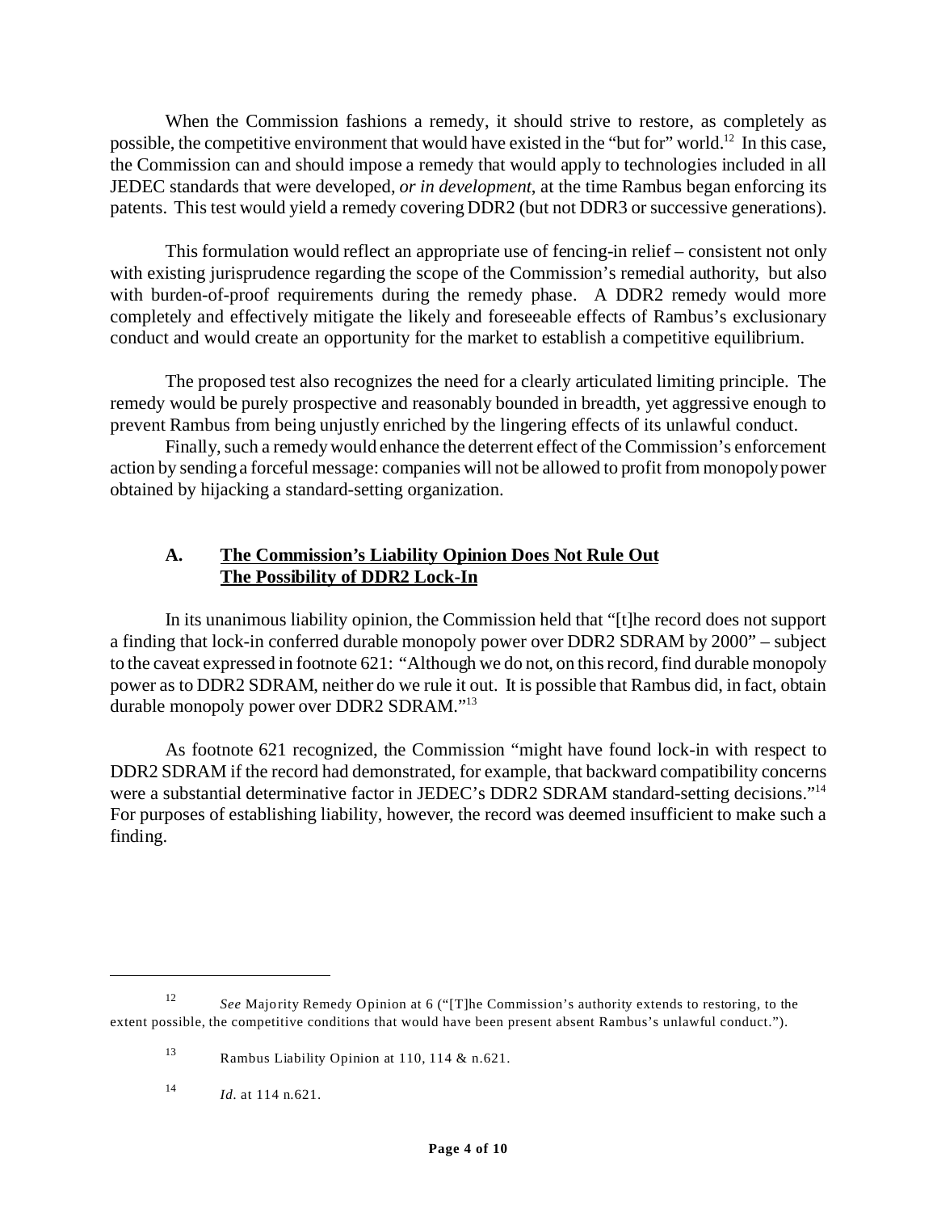When the Commission fashions a remedy, it should strive to restore, as completely as possible, the competitive environment that would have existed in the "but for" world.[12] In this case, the Commission can and should impose a remedy that would apply to technologies included in all JEDEC standards that were developed, *or in development*, at the time Rambus began enforcing its patents. This test would yield a remedy covering DDR2 (but not DDR3 or successive generations).

This formulation would reflect an appropriate use of fencing-in relief – consistent not only with existing jurisprudence regarding the scope of the Commission's remedial authority, but also with burden-of-proof requirements during the remedy phase. A DDR2 remedy would more completely and effectively mitigate the likely and foreseeable effects of Rambus's exclusionary conduct and would create an opportunity for the market to establish a competitive equilibrium.

The proposed test also recognizes the need for a clearly articulated limiting principle. The remedy would be purely prospective and reasonably bounded in breadth, yet aggressive enough to prevent Rambus from being unjustly enriched by the lingering effects of its unlawful conduct.

Finally, such a remedy would enhance the deterrent effect of the Commission's enforcement action by sending a forceful message: companies will not be allowed to profit from monopoly power obtained by hijacking a standard-setting organization.

### A. The Commission's Liability Opinion Does Not Rule Out The Possibility of DDR2 Lock-In

In its unanimous liability opinion, the Commission held that "[t]he record does not support a finding that lock-in conferred durable monopoly power over DDR2 SDRAM by 2000" – subject to the caveat expressed in footnote 621: "Although we do not, on this record, find durable monopoly power as to DDR2 SDRAM, neither do we rule it out. It is possible that Rambus did, in fact, obtain durable monopoly power over DDR2 SDRAM."[13]

As footnote 621 recognized, the Commission "might have found lock-in with respect to DDR2 SDRAM if the record had demonstrated, for example, that backward compatibility concerns were a substantial determinative factor in JEDEC's DDR2 SDRAM standard-setting decisions."[14] For purposes of establishing liability, however, the record was deemed insufficient to make such a finding.

---

[12] *See* Majority Remedy Opinion at 6 ("[T]he Commission's authority extends to restoring, to the extent possible, the competitive conditions that would have been present absent Rambus's unlawful conduct.").

[13] Rambus Liability Opinion at 110, 114 & n.621.

[14] *Id.* at 114 n.621.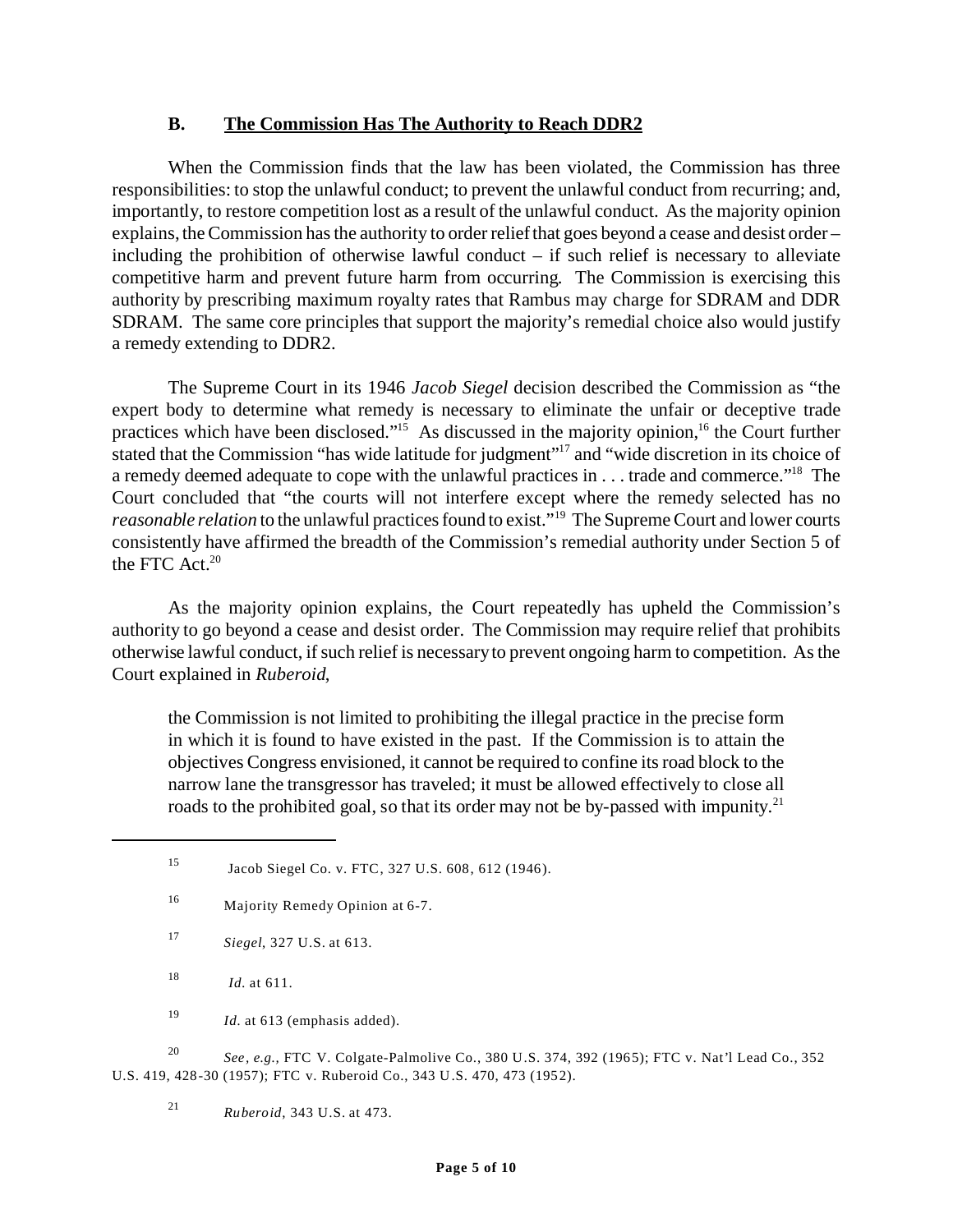### B. **The Commission Has The Authority to Reach DDR2**

When the Commission finds that the law has been violated, the Commission has three responsibilities: to stop the unlawful conduct; to prevent the unlawful conduct from recurring; and, importantly, to restore competition lost as a result of the unlawful conduct. As the majority opinion explains, the Commission has the authority to order relief that goes beyond a cease and desist order – including the prohibition of otherwise lawful conduct – if such relief is necessary to alleviate competitive harm and prevent future harm from occurring. The Commission is exercising this authority by prescribing maximum royalty rates that Rambus may charge for SDRAM and DDR SDRAM. The same core principles that support the majority's remedial choice also would justify a remedy extending to DDR2.

The Supreme Court in its 1946 *Jacob Siegel* decision described the Commission as "the expert body to determine what remedy is necessary to eliminate the unfair or deceptive trade practices which have been disclosed."[15] As discussed in the majority opinion,[16] the Court further stated that the Commission "has wide latitude for judgment"[17] and "wide discretion in its choice of a remedy deemed adequate to cope with the unlawful practices in . . . trade and commerce."[18] The Court concluded that "the courts will not interfere except where the remedy selected has no *reasonable relation* to the unlawful practices found to exist."[19] The Supreme Court and lower courts consistently have affirmed the breadth of the Commission's remedial authority under Section 5 of the FTC Act.[20]

As the majority opinion explains, the Court repeatedly has upheld the Commission's authority to go beyond a cease and desist order. The Commission may require relief that prohibits otherwise lawful conduct, if such relief is necessary to prevent ongoing harm to competition. As the Court explained in *Ruberoid*,

> the Commission is not limited to prohibiting the illegal practice in the precise form in which it is found to have existed in the past. If the Commission is to attain the objectives Congress envisioned, it cannot be required to confine its road block to the narrow lane the transgressor has traveled; it must be allowed effectively to close all roads to the prohibited goal, so that its order may not be by-passed with impunity.[21]

---

[15] Jacob Siegel Co. v. FTC, 327 U.S. 608, 612 (1946).

[16] Majority Remedy Opinion at 6-7.

[17] *Siegel*, 327 U.S. at 613.

[18] *Id.* at 611.

[19] *Id.* at 613 (emphasis added).

[20] *See, e.g.,* FTC V. Colgate-Palmolive Co., 380 U.S. 374, 392 (1965); FTC v. Nat'l Lead Co., 352 U.S. 419, 428-30 (1957); FTC v. Ruberoid Co., 343 U.S. 470, 473 (1952).

[21] *Ruberoid*, 343 U.S. at 473.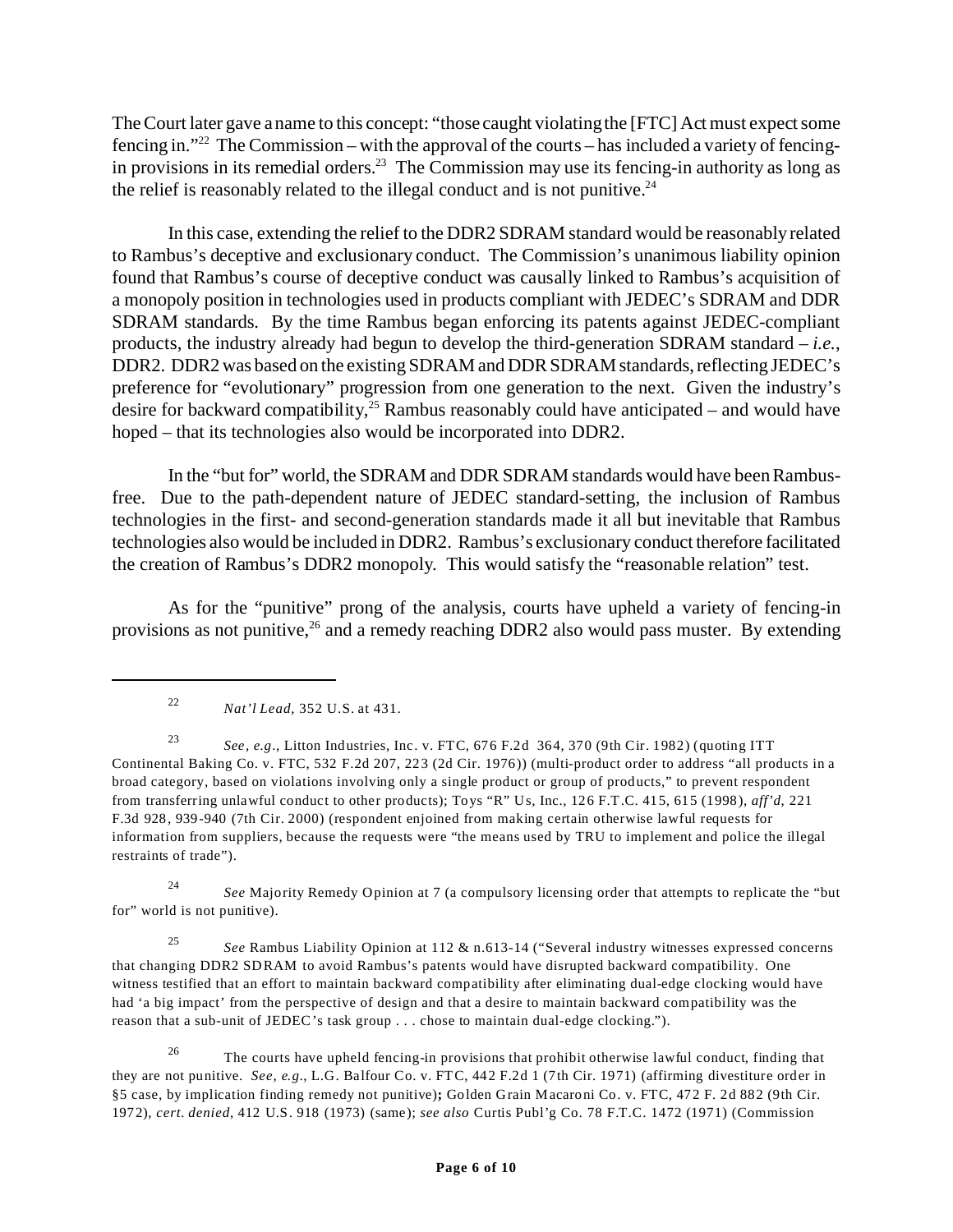The Court later gave a name to this concept: "those caught violating the [FTC] Act must expect some fencing in."[22] The Commission – with the approval of the courts – has included a variety of fencing-in provisions in its remedial orders.[23] The Commission may use its fencing-in authority as long as the relief is reasonably related to the illegal conduct and is not punitive.[24]

In this case, extending the relief to the DDR2 SDRAM standard would be reasonably related to Rambus's deceptive and exclusionary conduct. The Commission's unanimous liability opinion found that Rambus's course of deceptive conduct was causally linked to Rambus's acquisition of a monopoly position in technologies used in products compliant with JEDEC's SDRAM and DDR SDRAM standards. By the time Rambus began enforcing its patents against JEDEC-compliant products, the industry already had begun to develop the third-generation SDRAM standard – *i.e.*, DDR2. DDR2 was based on the existing SDRAM and DDR SDRAM standards, reflecting JEDEC's preference for "evolutionary" progression from one generation to the next. Given the industry's desire for backward compatibility,[25] Rambus reasonably could have anticipated – and would have hoped – that its technologies also would be incorporated into DDR2.

In the "but for" world, the SDRAM and DDR SDRAM standards would have been Rambus-free. Due to the path-dependent nature of JEDEC standard-setting, the inclusion of Rambus technologies in the first- and second-generation standards made it all but inevitable that Rambus technologies also would be included in DDR2. Rambus's exclusionary conduct therefore facilitated the creation of Rambus's DDR2 monopoly. This would satisfy the "reasonable relation" test.

As for the "punitive" prong of the analysis, courts have upheld a variety of fencing-in provisions as not punitive,[26] and a remedy reaching DDR2 also would pass muster. By extending

---

[22] *Nat'l Lead*, 352 U.S. at 431.

[23] *See, e.g.*, Litton Industries, Inc. v. FTC, 676 F.2d 364, 370 (9th Cir. 1982) (quoting ITT Continental Baking Co. v. FTC, 532 F.2d 207, 223 (2d Cir. 1976)) (multi-product order to address "all products in a broad category, based on violations involving only a single product or group of products," to prevent respondent from transferring unlawful conduct to other products); Toys "R" Us, Inc., 126 F.T.C. 415, 615 (1998), *aff'd*, 221 F.3d 928, 939-940 (7th Cir. 2000) (respondent enjoined from making certain otherwise lawful requests for information from suppliers, because the requests were "the means used by TRU to implement and police the illegal restraints of trade").

[24] *See* Majority Remedy Opinion at 7 (a compulsory licensing order that attempts to replicate the "but for" world is not punitive).

[25] *See* Rambus Liability Opinion at 112 & n.613-14 ("Several industry witnesses expressed concerns that changing DDR2 SDRAM to avoid Rambus's patents would have disrupted backward compatibility. One witness testified that an effort to maintain backward compatibility after eliminating dual-edge clocking would have had 'a big impact' from the perspective of design and that a desire to maintain backward compatibility was the reason that a sub-unit of JEDEC's task group . . . chose to maintain dual-edge clocking.").

[26] The courts have upheld fencing-in provisions that prohibit otherwise lawful conduct, finding that they are not punitive. *See, e.g.*, L.G. Balfour Co. v. FTC, 442 F.2d 1 (7th Cir. 1971) (affirming divestiture order in §5 case, by implication finding remedy not punitive)**;** Golden Grain Macaroni Co. v. FTC, 472 F. 2d 882 (9th Cir. 1972), *cert. denied*, 412 U.S. 918 (1973) (same); *see also* Curtis Publ'g Co. 78 F.T.C. 1472 (1971) (Commission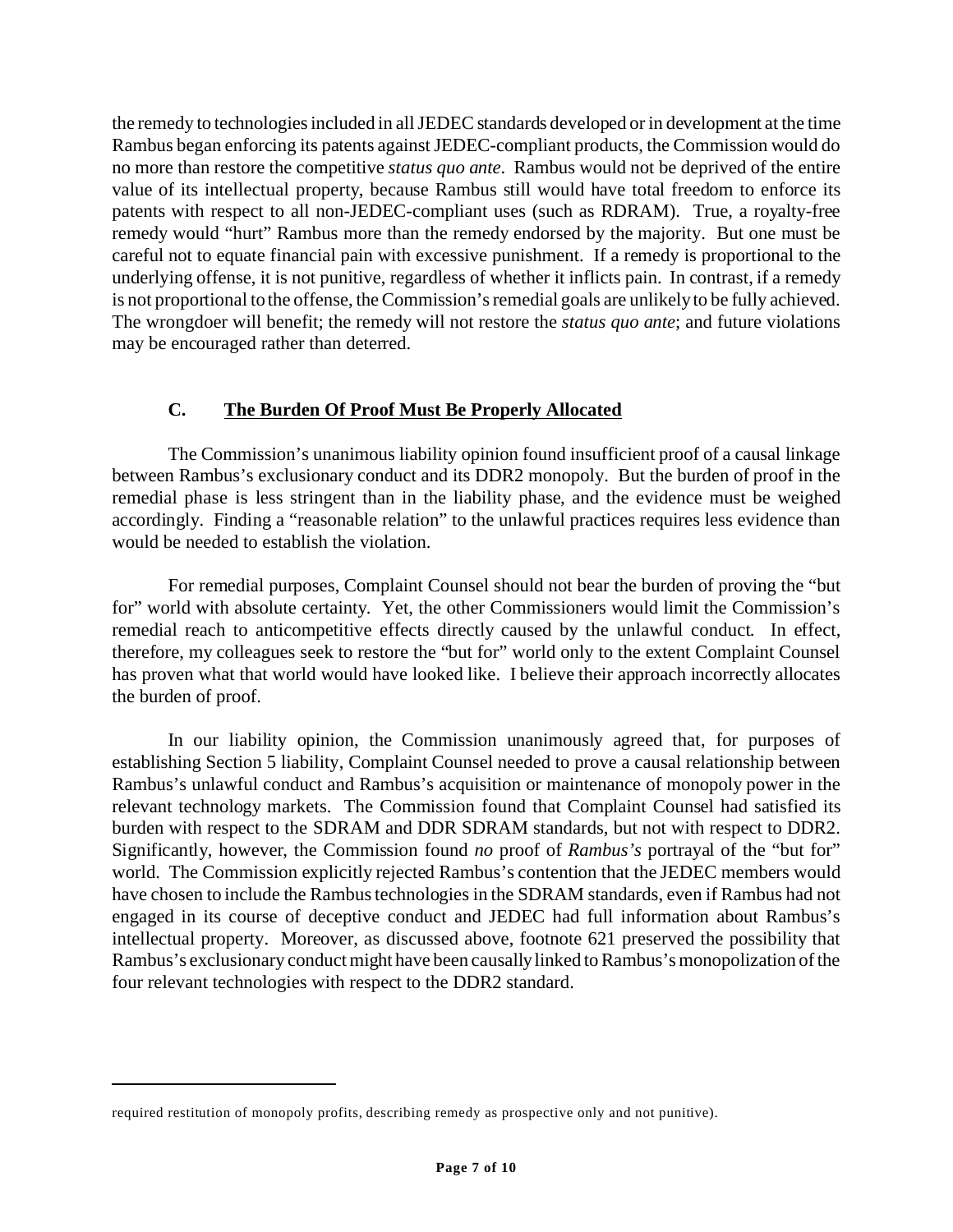the remedy to technologies included in all JEDEC standards developed or in development at the time Rambus began enforcing its patents against JEDEC-compliant products, the Commission would do no more than restore the competitive *status quo ante*. Rambus would not be deprived of the entire value of its intellectual property, because Rambus still would have total freedom to enforce its patents with respect to all non-JEDEC-compliant uses (such as RDRAM). True, a royalty-free remedy would "hurt" Rambus more than the remedy endorsed by the majority. But one must be careful not to equate financial pain with excessive punishment. If a remedy is proportional to the underlying offense, it is not punitive, regardless of whether it inflicts pain. In contrast, if a remedy is not proportional to the offense, the Commission's remedial goals are unlikely to be fully achieved. The wrongdoer will benefit; the remedy will not restore the *status quo ante*; and future violations may be encouraged rather than deterred.

### C. The Burden Of Proof Must Be Properly Allocated

The Commission's unanimous liability opinion found insufficient proof of a causal linkage between Rambus's exclusionary conduct and its DDR2 monopoly. But the burden of proof in the remedial phase is less stringent than in the liability phase, and the evidence must be weighed accordingly. Finding a "reasonable relation" to the unlawful practices requires less evidence than would be needed to establish the violation.

For remedial purposes, Complaint Counsel should not bear the burden of proving the "but for" world with absolute certainty. Yet, the other Commissioners would limit the Commission's remedial reach to anticompetitive effects directly caused by the unlawful conduct. In effect, therefore, my colleagues seek to restore the "but for" world only to the extent Complaint Counsel has proven what that world would have looked like. I believe their approach incorrectly allocates the burden of proof.

In our liability opinion, the Commission unanimously agreed that, for purposes of establishing Section 5 liability, Complaint Counsel needed to prove a causal relationship between Rambus's unlawful conduct and Rambus's acquisition or maintenance of monopoly power in the relevant technology markets. The Commission found that Complaint Counsel had satisfied its burden with respect to the SDRAM and DDR SDRAM standards, but not with respect to DDR2. Significantly, however, the Commission found *no* proof of *Rambus's* portrayal of the "but for" world. The Commission explicitly rejected Rambus's contention that the JEDEC members would have chosen to include the Rambus technologies in the SDRAM standards, even if Rambus had not engaged in its course of deceptive conduct and JEDEC had full information about Rambus's intellectual property. Moreover, as discussed above, footnote 621 preserved the possibility that Rambus's exclusionary conduct might have been causally linked to Rambus's monopolization of the four relevant technologies with respect to the DDR2 standard.

---

required restitution of monopoly profits, describing remedy as prospective only and not punitive).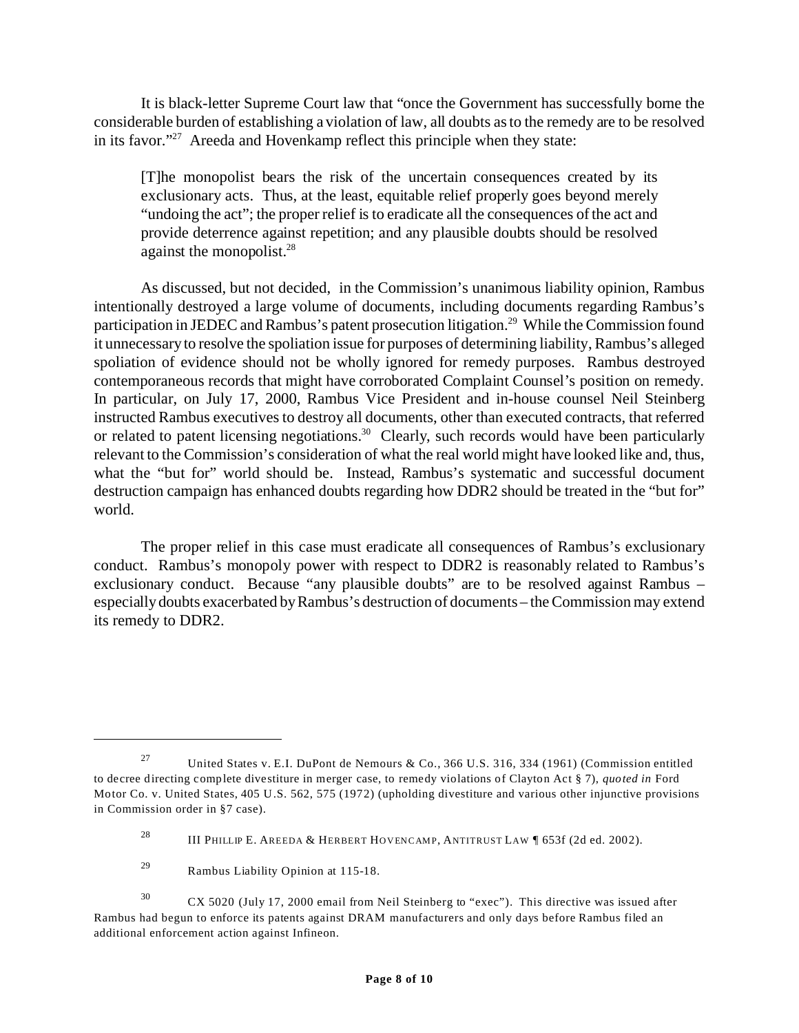It is black-letter Supreme Court law that "once the Government has successfully borne the considerable burden of establishing a violation of law, all doubts as to the remedy are to be resolved in its favor."[27] Areeda and Hovenkamp reflect this principle when they state:

> [T]he monopolist bears the risk of the uncertain consequences created by its exclusionary acts. Thus, at the least, equitable relief properly goes beyond merely "undoing the act"; the proper relief is to eradicate all the consequences of the act and provide deterrence against repetition; and any plausible doubts should be resolved against the monopolist.[28]

As discussed, but not decided, in the Commission's unanimous liability opinion, Rambus intentionally destroyed a large volume of documents, including documents regarding Rambus's participation in JEDEC and Rambus's patent prosecution litigation.[29] While the Commission found it unnecessary to resolve the spoliation issue for purposes of determining liability, Rambus's alleged spoliation of evidence should not be wholly ignored for remedy purposes. Rambus destroyed contemporaneous records that might have corroborated Complaint Counsel's position on remedy. In particular, on July 17, 2000, Rambus Vice President and in-house counsel Neil Steinberg instructed Rambus executives to destroy all documents, other than executed contracts, that referred or related to patent licensing negotiations.[30] Clearly, such records would have been particularly relevant to the Commission's consideration of what the real world might have looked like and, thus, what the "but for" world should be. Instead, Rambus's systematic and successful document destruction campaign has enhanced doubts regarding how DDR2 should be treated in the "but for" world.

The proper relief in this case must eradicate all consequences of Rambus's exclusionary conduct. Rambus's monopoly power with respect to DDR2 is reasonably related to Rambus's exclusionary conduct. Because "any plausible doubts" are to be resolved against Rambus – especially doubts exacerbated by Rambus's destruction of documents – the Commission may extend its remedy to DDR2.

---

[27] United States v. E.I. DuPont de Nemours & Co., 366 U.S. 316, 334 (1961) (Commission entitled to decree directing complete divestiture in merger case, to remedy violations of Clayton Act § 7), *quoted in* Ford Motor Co. v. United States, 405 U.S. 562, 575 (1972) (upholding divestiture and various other injunctive provisions in Commission order in §7 case).

[28] III PHILLIP E. AREEDA & HERBERT HOVENCAMP, ANTITRUST LAW ¶ 653f (2d ed. 2002).

[29] Rambus Liability Opinion at 115-18.

[30] CX 5020 (July 17, 2000 email from Neil Steinberg to "exec"). This directive was issued after Rambus had begun to enforce its patents against DRAM manufacturers and only days before Rambus filed an additional enforcement action against Infineon.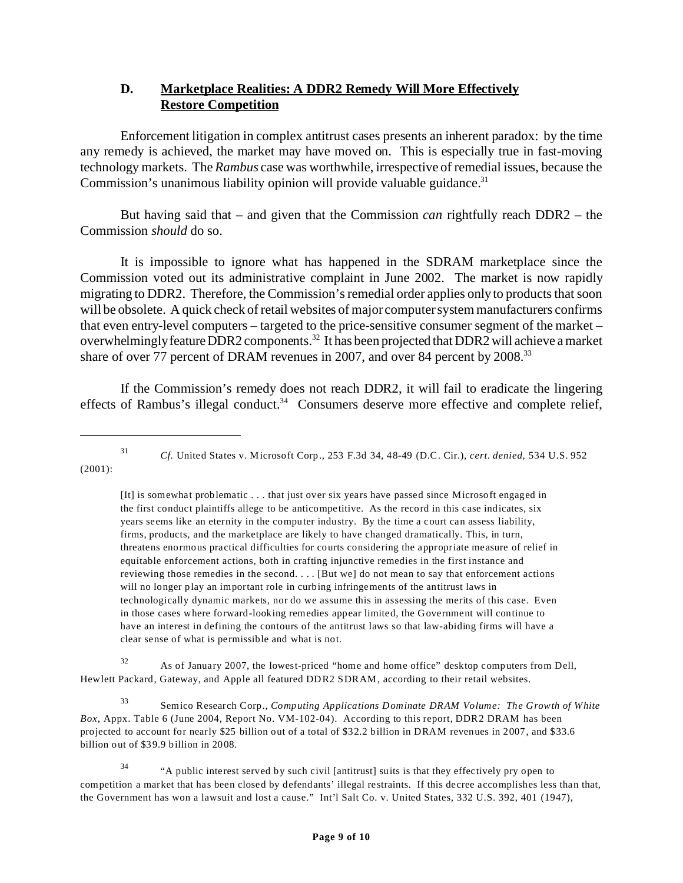### D. Marketplace Realities: A DDR2 Remedy Will More Effectively Restore Competition

Enforcement litigation in complex antitrust cases presents an inherent paradox: by the time any remedy is achieved, the market may have moved on. This is especially true in fast-moving technology markets. The *Rambus* case was worthwhile, irrespective of remedial issues, because the Commission's unanimous liability opinion will provide valuable guidance.[31]

But having said that – and given that the Commission *can* rightfully reach DDR2 – the Commission *should* do so.

It is impossible to ignore what has happened in the SDRAM marketplace since the Commission voted out its administrative complaint in June 2002. The market is now rapidly migrating to DDR2. Therefore, the Commission's remedial order applies only to products that soon will be obsolete. A quick check of retail websites of major computer system manufacturers confirms that even entry-level computers – targeted to the price-sensitive consumer segment of the market – overwhelmingly feature DDR2 components.[32] It has been projected that DDR2 will achieve a market share of over 77 percent of DRAM revenues in 2007, and over 84 percent by 2008.[33]

If the Commission's remedy does not reach DDR2, it will fail to eradicate the lingering effects of Rambus's illegal conduct.[34] Consumers deserve more effective and complete relief,

---

[31] *Cf.* United States v. Microsoft Corp., 253 F.3d 34, 48-49 (D.C. Cir.), *cert. denied*, 534 U.S. 952 (2001):

> [It] is somewhat problematic . . . that just over six years have passed since Microsoft engaged in the first conduct plaintiffs allege to be anticompetitive. As the record in this case indicates, six years seems like an eternity in the computer industry. By the time a court can assess liability, firms, products, and the marketplace are likely to have changed dramatically. This, in turn, threatens enormous practical difficulties for courts considering the appropriate measure of relief in equitable enforcement actions, both in crafting injunctive remedies in the first instance and reviewing those remedies in the second. . . . [But we] do not mean to say that enforcement actions will no longer play an important role in curbing infringements of the antitrust laws in technologically dynamic markets, nor do we assume this in assessing the merits of this case. Even in those cases where forward-looking remedies appear limited, the Government will continue to have an interest in defining the contours of the antitrust laws so that law-abiding firms will have a clear sense of what is permissible and what is not.

[32] As of January 2007, the lowest-priced "home and home office" desktop computers from Dell, Hewlett Packard, Gateway, and Apple all featured DDR2 SDRAM, according to their retail websites.

[33] Semico Research Corp., *Computing Applications Dominate DRAM Volume: The Growth of White Box*, Appx. Table 6 (June 2004, Report No. VM-102-04). According to this report, DDR2 DRAM has been projected to account for nearly $25 billion out of a total of $32.2 billion in DRAM revenues in 2007, and $33.6 billion out of $39.9 billion in 2008.

[34] "A public interest served by such civil [antitrust] suits is that they effectively pry open to competition a market that has been closed by defendants' illegal restraints. If this decree accomplishes less than that, the Government has won a lawsuit and lost a cause." Int'l Salt Co. v. United States, 332 U.S. 392, 401 (1947),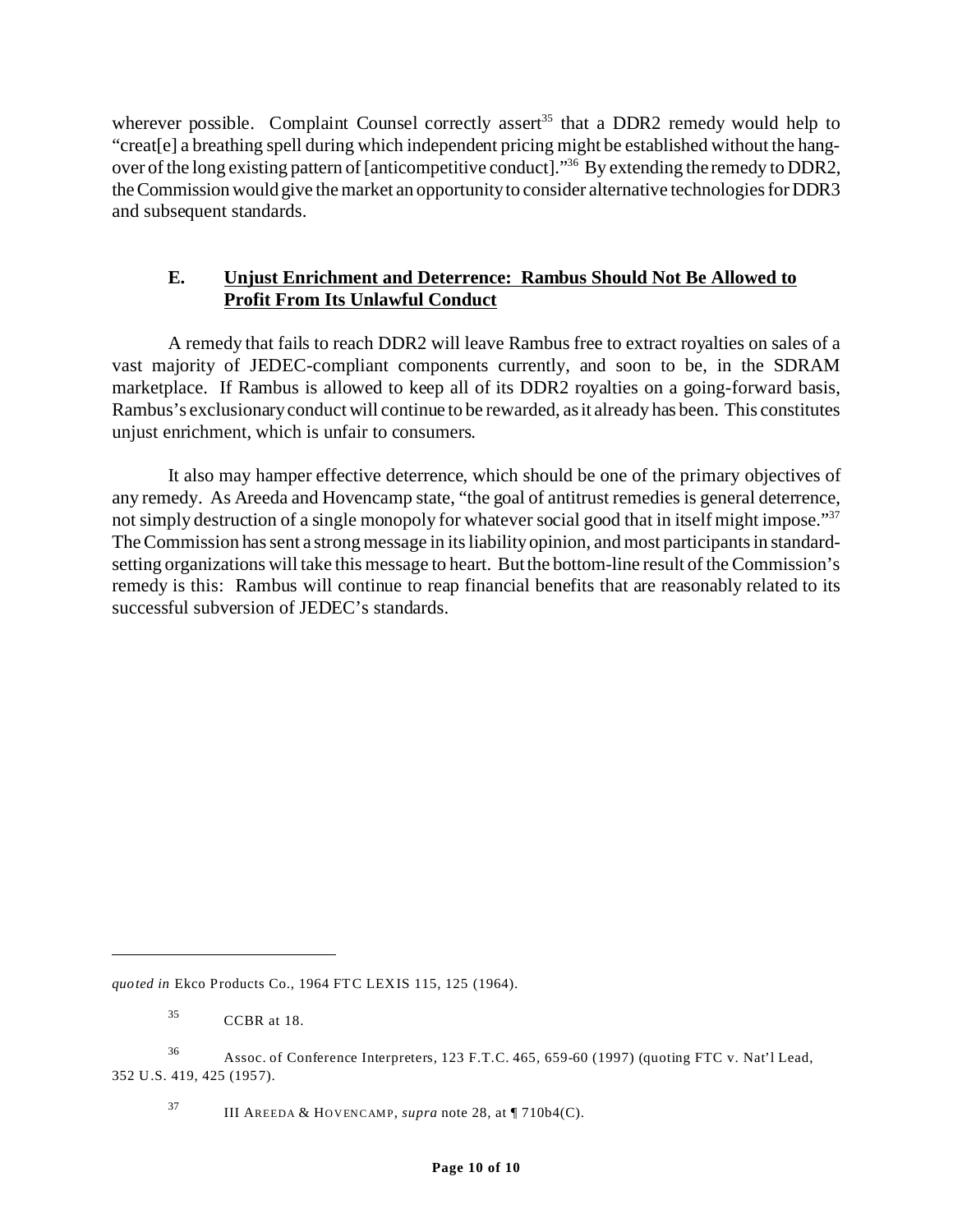wherever possible. Complaint Counsel correctly assert[35] that a DDR2 remedy would help to "creat[e] a breathing spell during which independent pricing might be established without the hang-over of the long existing pattern of [anticompetitive conduct]."[36] By extending the remedy to DDR2, the Commission would give the market an opportunity to consider alternative technologies for DDR3 and subsequent standards.

### E. <u>Unjust Enrichment and Deterrence: Rambus Should Not Be Allowed to Profit From Its Unlawful Conduct</u>

A remedy that fails to reach DDR2 will leave Rambus free to extract royalties on sales of a vast majority of JEDEC-compliant components currently, and soon to be, in the SDRAM marketplace. If Rambus is allowed to keep all of its DDR2 royalties on a going-forward basis, Rambus's exclusionary conduct will continue to be rewarded, as it already has been. This constitutes unjust enrichment, which is unfair to consumers.

It also may hamper effective deterrence, which should be one of the primary objectives of any remedy. As Areeda and Hovencamp state, "the goal of antitrust remedies is general deterrence, not simply destruction of a single monopoly for whatever social good that in itself might impose."[37] The Commission has sent a strong message in its liability opinion, and most participants in standard-setting organizations will take this message to heart. But the bottom-line result of the Commission's remedy is this: Rambus will continue to reap financial benefits that are reasonably related to its successful subversion of JEDEC's standards.

---

*quoted in* Ekco Products Co., 1964 FTC LEXIS 115, 125 (1964).

[35] CCBR at 18.

[36] Assoc. of Conference Interpreters, 123 F.T.C. 465, 659-60 (1997) (quoting FTC v. Nat'l Lead, 352 U.S. 419, 425 (1957).

[37] III AREEDA & HOVENCAMP, *supra* note 28, at ¶ 710b4(C).